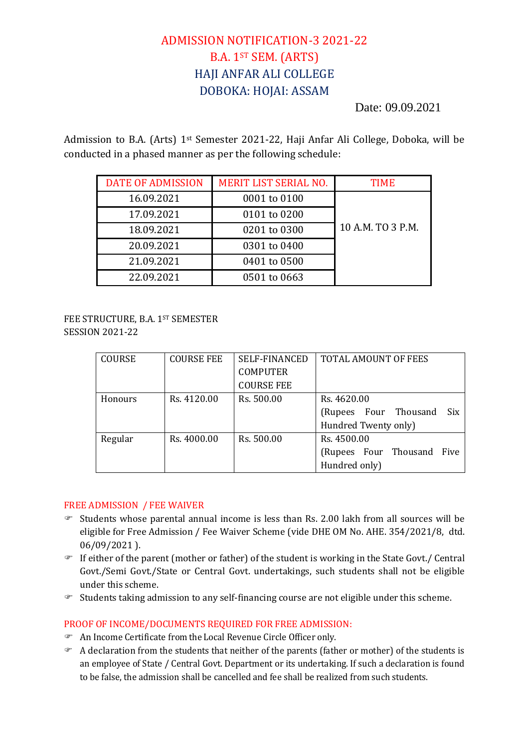# ADMISSION NOTIFICATION-3 2021-22
## B.A. 1ST SEM. (ARTS)
## HAJI ANFAR ALI COLLEGE
## DOBOKA: HOJAI: ASSAM

Date: 09.09.2021

Admission to B.A. (Arts) 1st Semester 2021-22, Haji Anfar Ali College, Doboka, will be conducted in a phased manner as per the following schedule:

| DATE OF ADMISSION | MERIT LIST SERIAL NO. | TIME |
|---|---|---|
| 16.09.2021 | 0001 to 0100 | 10 A.M. TO 3 P.M. |
| 17.09.2021 | 0101 to 0200 | |
| 18.09.2021 | 0201 to 0300 | |
| 20.09.2021 | 0301 to 0400 | |
| 21.09.2021 | 0401 to 0500 | |
| 22.09.2021 | 0501 to 0663 | |

FEE STRUCTURE, B.A. 1ST SEMESTER
SESSION 2021-22

| COURSE | COURSE FEE | SELF-FINANCED COMPUTER COURSE FEE | TOTAL AMOUNT OF FEES |
|---|---|---|---|
| Honours | Rs. 4120.00 | Rs. 500.00 | Rs. 4620.00 (Rupees Four Thousand Six Hundred Twenty only) |
| Regular | Rs. 4000.00 | Rs. 500.00 | Rs. 4500.00 (Rupees Four Thousand Five Hundred only) |

### FREE ADMISSION / FEE WAIVER

- Students whose parental annual income is less than Rs. 2.00 lakh from all sources will be eligible for Free Admission / Fee Waiver Scheme (vide DHE OM No. AHE. 354/2021/8, dtd. 06/09/2021 ).
- If either of the parent (mother or father) of the student is working in the State Govt./ Central Govt./Semi Govt./State or Central Govt. undertakings, such students shall not be eligible under this scheme.
- Students taking admission to any self-financing course are not eligible under this scheme.

### PROOF OF INCOME/DOCUMENTS REQUIRED FOR FREE ADMISSION:

- An Income Certificate from the Local Revenue Circle Officer only.
- A declaration from the students that neither of the parents (father or mother) of the students is an employee of State / Central Govt. Department or its undertaking. If such a declaration is found to be false, the admission shall be cancelled and fee shall be realized from such students.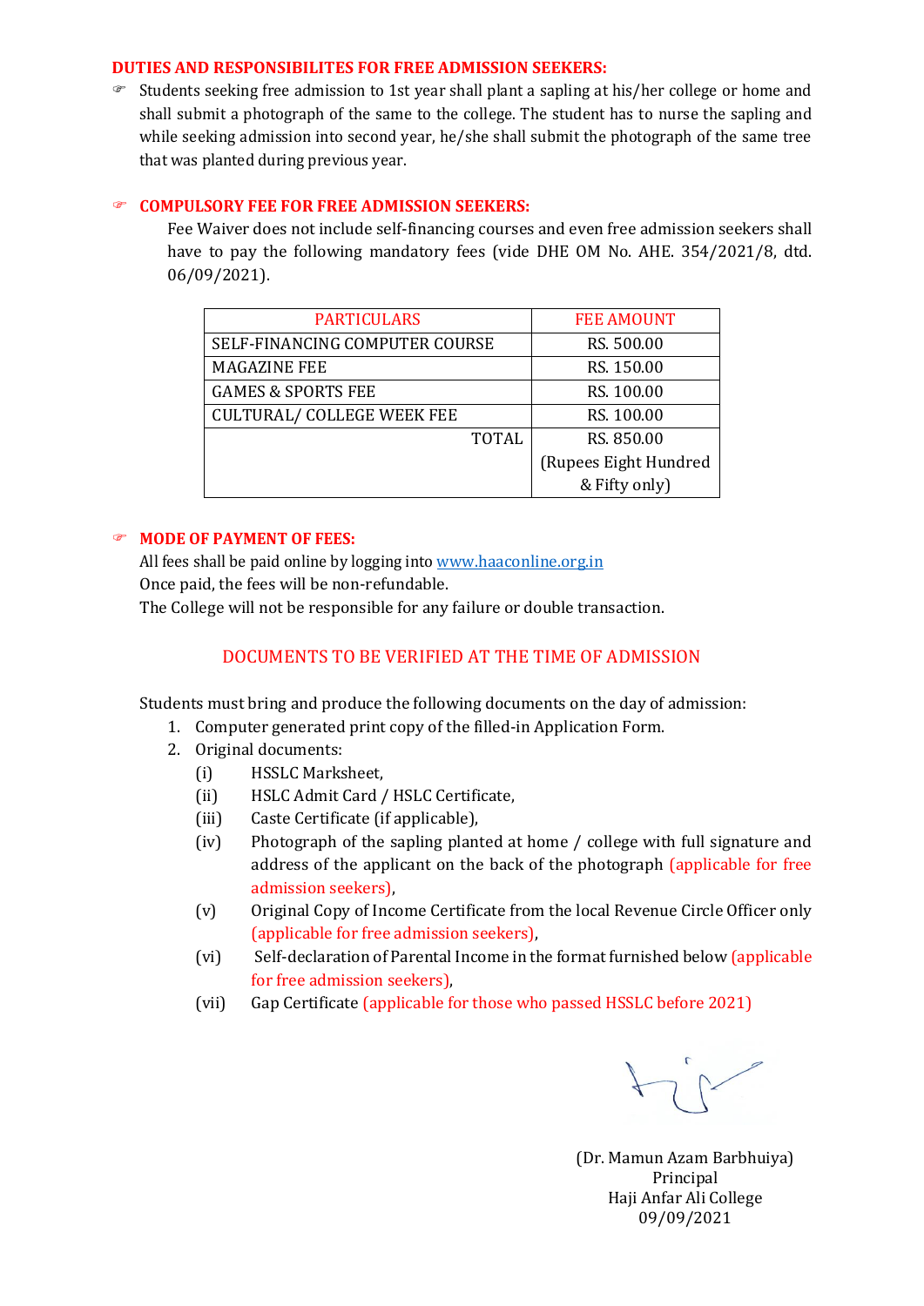## DUTIES AND RESPONSIBILITES FOR FREE ADMISSION SEEKERS:

- Students seeking free admission to 1st year shall plant a sapling at his/her college or home and shall submit a photograph of the same to the college. The student has to nurse the sapling and while seeking admission into second year, he/she shall submit the photograph of the same tree that was planted during previous year.

## COMPULSORY FEE FOR FREE ADMISSION SEEKERS:

Fee Waiver does not include self-financing courses and even free admission seekers shall have to pay the following mandatory fees (vide DHE OM No. AHE. 354/2021/8, dtd. 06/09/2021).

| PARTICULARS | FEE AMOUNT |
|---|---|
| SELF-FINANCING COMPUTER COURSE | RS. 500.00 |
| MAGAZINE FEE | RS. 150.00 |
| GAMES & SPORTS FEE | RS. 100.00 |
| CULTURAL/ COLLEGE WEEK FEE | RS. 100.00 |
| TOTAL | RS. 850.00 (Rupees Eight Hundred & Fifty only) |

## MODE OF PAYMENT OF FEES:

All fees shall be paid online by logging into www.haaconline.org.in
Once paid, the fees will be non-refundable.
The College will not be responsible for any failure or double transaction.

## DOCUMENTS TO BE VERIFIED AT THE TIME OF ADMISSION

Students must bring and produce the following documents on the day of admission:

1. Computer generated print copy of the filled-in Application Form.
2. Original documents:
   - (i) HSSLC Marksheet,
   - (ii) HSLC Admit Card / HSLC Certificate,
   - (iii) Caste Certificate (if applicable),
   - (iv) Photograph of the sapling planted at home / college with full signature and address of the applicant on the back of the photograph (applicable for free admission seekers),
   - (v) Original Copy of Income Certificate from the local Revenue Circle Officer only (applicable for free admission seekers),
   - (vi) Self-declaration of Parental Income in the format furnished below (applicable for free admission seekers),
   - (vii) Gap Certificate (applicable for those who passed HSSLC before 2021)

(Dr. Mamun Azam Barbhuiya)
Principal
Haji Anfar Ali College
09/09/2021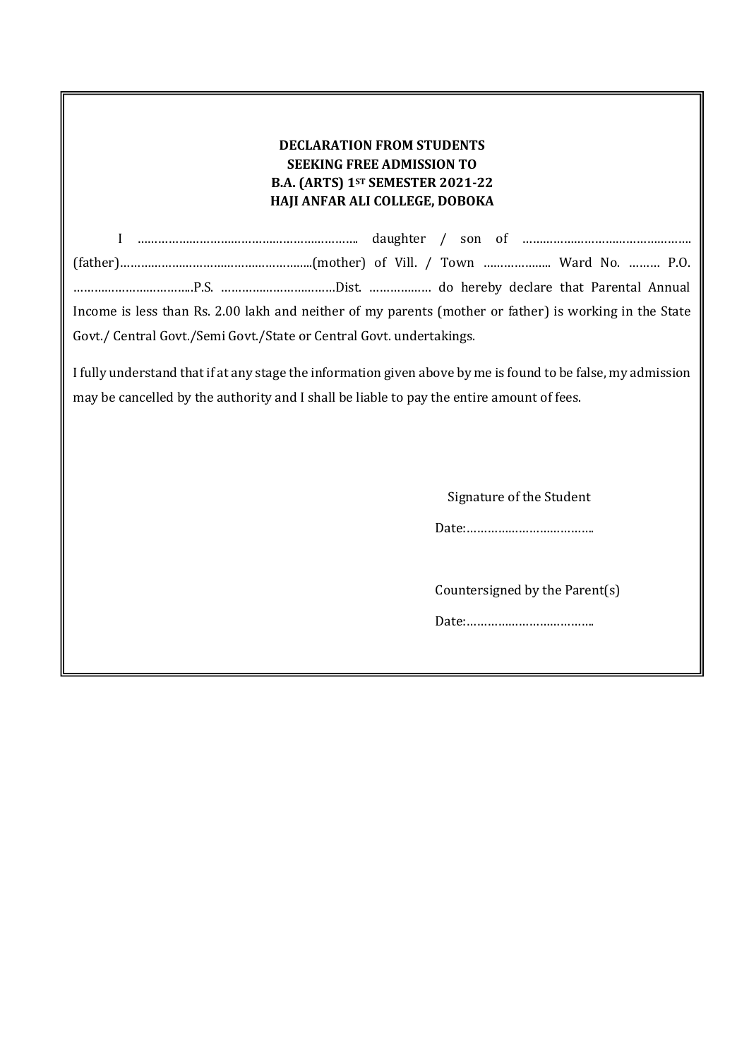**DECLARATION FROM STUDENTS**
**SEEKING FREE ADMISSION TO**
**B.A. (ARTS) 1ST SEMESTER 2021-22**
**HAJI ANFAR ALI COLLEGE, DOBOKA**

I ………………………………………………………….. daughter / son of ……………………………………….. (father)………………………………………………..(mother) of Vill. / Town ……………….. Ward No. ……… P.O. ……………………………..P.S. ……………………………Dist. …………….. do hereby declare that Parental Annual Income is less than Rs. 2.00 lakh and neither of my parents (mother or father) is working in the State Govt./ Central Govt./Semi Govt./State or Central Govt. undertakings.

I fully understand that if at any stage the information given above by me is found to be false, my admission may be cancelled by the authority and I shall be liable to pay the entire amount of fees.

Signature of the Student

Date:………………………………..

Countersigned by the Parent(s)

Date:………………………………..